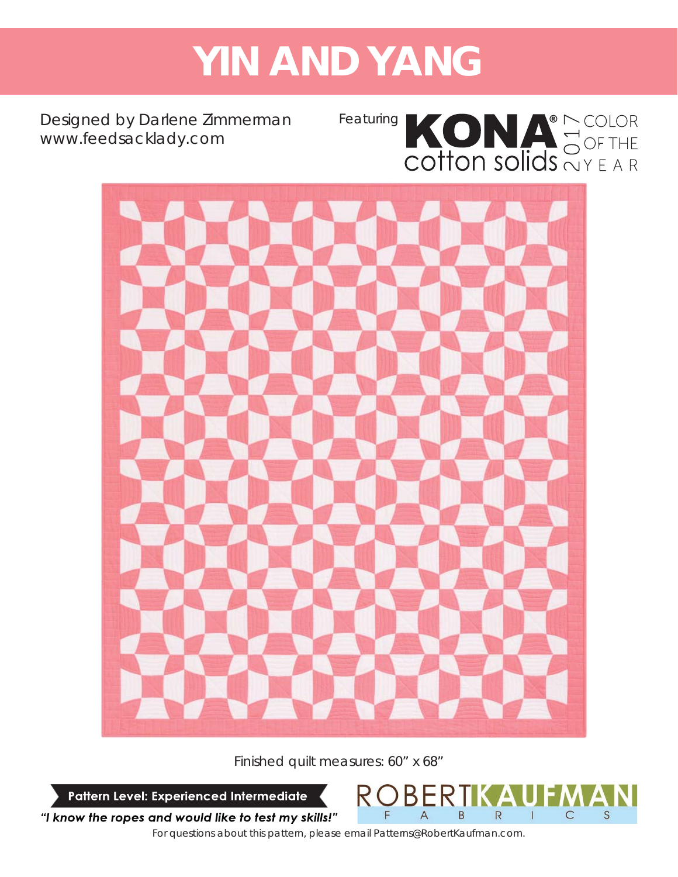# YIN AND YANG

Designed by Darlene Zimmerman
www.feedsacklady.com

Featuring KONA® cotton solids 2017 COLOR OF THE YEAR

Finished quilt measures: 60" x 68"

**Pattern Level: Experienced Intermediate**

***"I know the ropes and would like to test my skills!"***

ROBERT KAUFMAN FABRICS

For questions about this pattern, please email Patterns@RobertKaufman.com.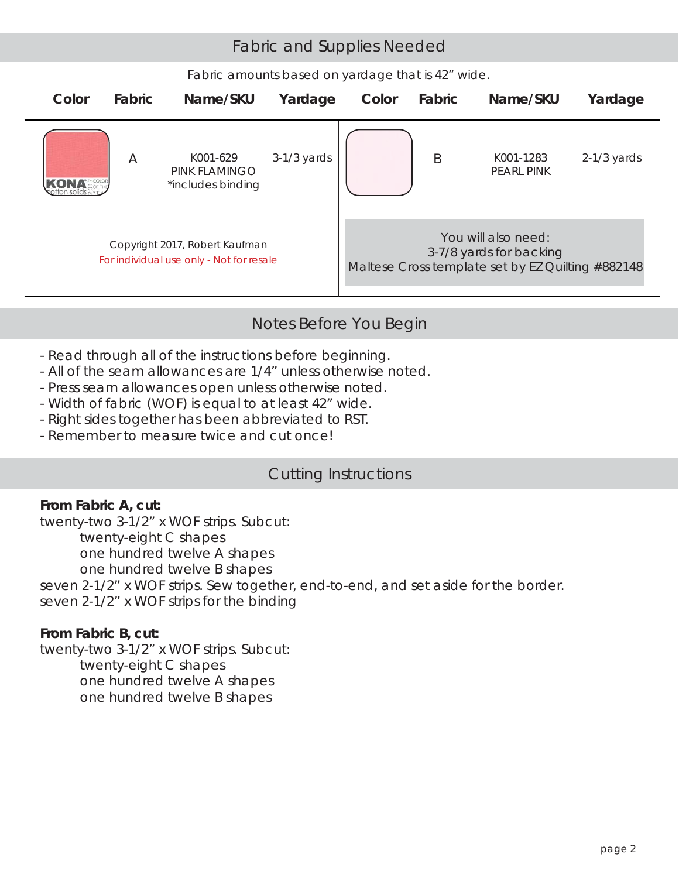## Fabric and Supplies Needed

Fabric amounts based on yardage that is 42" wide.

| Color | Fabric | Name/SKU | Yardage | Color | Fabric | Name/SKU | Yardage |
|---|---|---|---|---|---|---|---|
| | A | K001-629 PINK FLAMINGO *includes binding | 3-1/3 yards | | B | K001-1283 PEARL PINK | 2-1/3 yards |

Copyright 2017, Robert Kaufman
For individual use only - Not for resale

You will also need:
3-7/8 yards for backing
Maltese Cross template set by EZ Quilting #882148

## Notes Before You Begin

- Read through all of the instructions before beginning.
- All of the seam allowances are 1/4" unless otherwise noted.
- Press seam allowances open unless otherwise noted.
- Width of fabric (WOF) is equal to at least 42" wide.
- Right sides together has been abbreviated to RST.
- Remember to measure twice and cut once!

## Cutting Instructions

**From Fabric A, cut:**

twenty-two 3-1/2" x WOF strips. Subcut:
- twenty-eight C shapes
- one hundred twelve A shapes
- one hundred twelve B shapes

seven 2-1/2" x WOF strips. Sew together, end-to-end, and set aside for the border.
seven 2-1/2" x WOF strips for the binding

**From Fabric B, cut:**

twenty-two 3-1/2" x WOF strips. Subcut:
- twenty-eight C shapes
- one hundred twelve A shapes
- one hundred twelve B shapes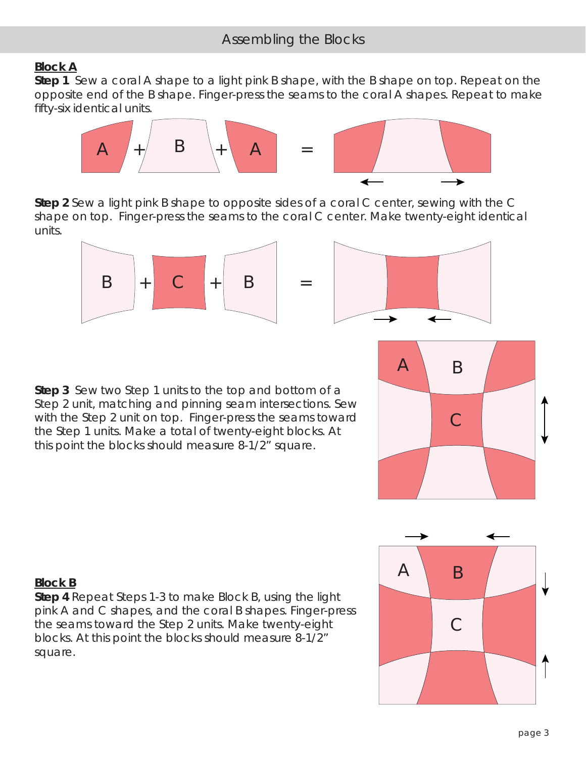## Assembling the Blocks

**Block A**

**Step 1** Sew a coral A shape to a light pink B shape, with the B shape on top. Repeat on the opposite end of the B shape. Finger-press the seams to the coral A shapes. Repeat to make fifty-six identical units.

**Step 2** Sew a light pink B shape to opposite sides of a coral C center, sewing with the C shape on top. Finger-press the seams to the coral C center. Make twenty-eight identical units.

**Step 3** Sew two Step 1 units to the top and bottom of a Step 2 unit, matching and pinning seam intersections. Sew with the Step 2 unit on top. Finger-press the seams toward the Step 1 units. Make a total of twenty-eight blocks. At this point the blocks should measure 8-1/2" square.

**Block B**

**Step 4** Repeat Steps 1-3 to make Block B, using the light pink A and C shapes, and the coral B shapes. Finger-press the seams toward the Step 2 units. Make twenty-eight blocks. At this point the blocks should measure 8-1/2" square.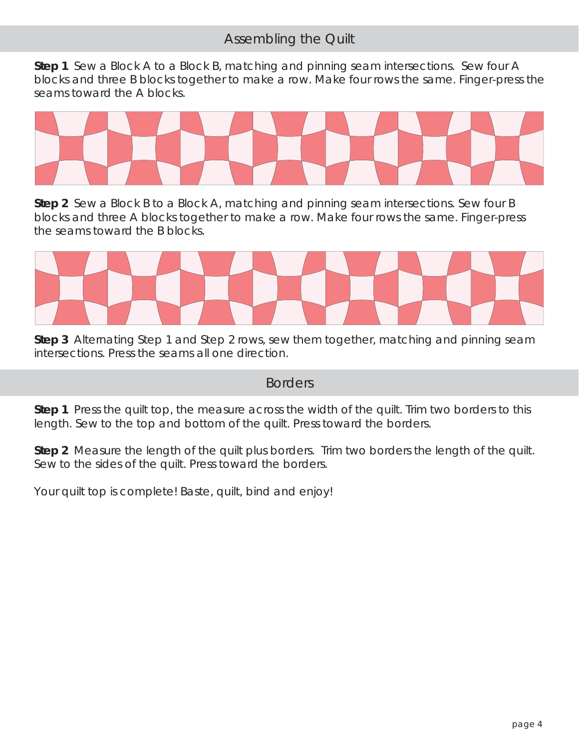## Assembling the Quilt

**Step 1** Sew a Block A to a Block B, matching and pinning seam intersections. Sew four A blocks and three B blocks together to make a row. Make four rows the same. Finger-press the seams toward the A blocks.

**Step 2** Sew a Block B to a Block A, matching and pinning seam intersections. Sew four B blocks and three A blocks together to make a row. Make four rows the same. Finger-press the seams toward the B blocks.

**Step 3** Alternating Step 1 and Step 2 rows, sew them together, matching and pinning seam intersections. Press the seams all one direction.

## Borders

**Step 1** Press the quilt top, the measure across the width of the quilt. Trim two borders to this length. Sew to the top and bottom of the quilt. Press toward the borders.

**Step 2** Measure the length of the quilt plus borders. Trim two borders the length of the quilt. Sew to the sides of the quilt. Press toward the borders.

Your quilt top is complete! Baste, quilt, bind and enjoy!